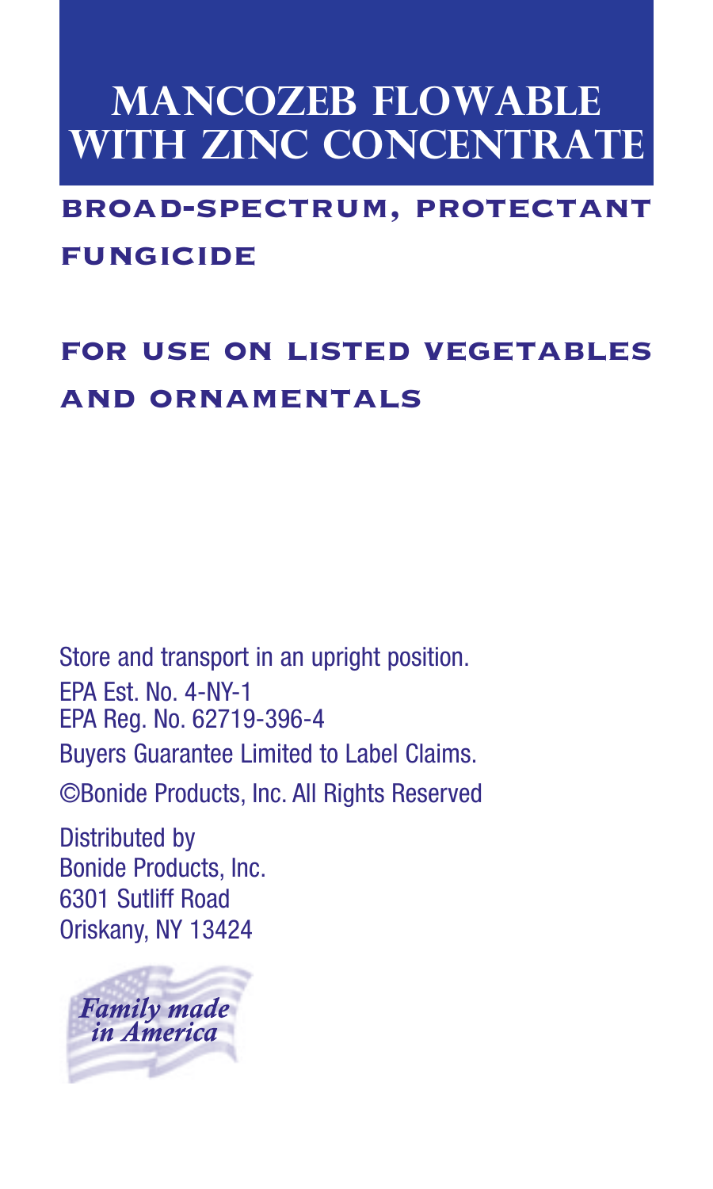# MANCOZEB FLOWABLE WITH ZINC CONCENTRATE

## BROAD-SPECTRUM, PROTECTANT FUNGICIDE

## FOR USE ON LISTED VEGETABLES AND ORNAMENTALS

Store and transport in an upright position.

EPA Est. No. 4-NY-1
EPA Reg. No. 62719-396-4

Buyers Guarantee Limited to Label Claims.

©Bonide Products, Inc. All Rights Reserved

Distributed by
Bonide Products, Inc.
6301 Sutliff Road
Oriskany, NY 13424

*Family made in America*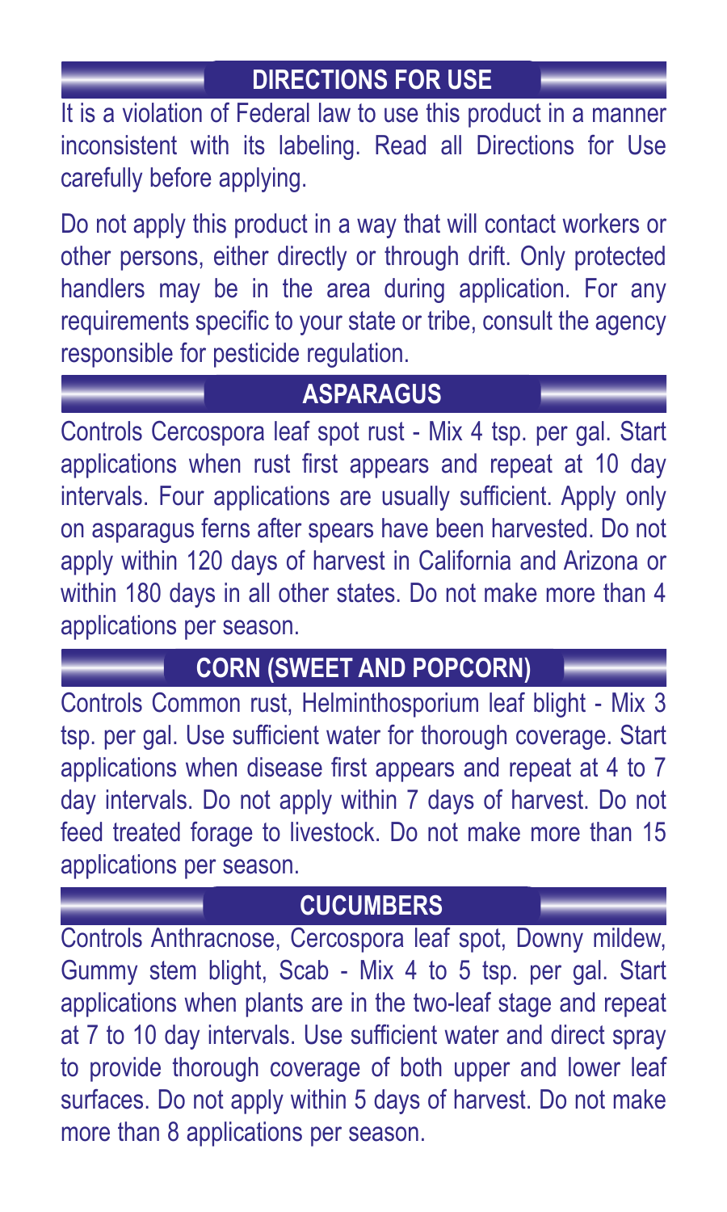## DIRECTIONS FOR USE

It is a violation of Federal law to use this product in a manner inconsistent with its labeling. Read all Directions for Use carefully before applying.

Do not apply this product in a way that will contact workers or other persons, either directly or through drift. Only protected handlers may be in the area during application. For any requirements specific to your state or tribe, consult the agency responsible for pesticide regulation.

## ASPARAGUS

Controls Cercospora leaf spot rust - Mix 4 tsp. per gal. Start applications when rust first appears and repeat at 10 day intervals. Four applications are usually sufficient. Apply only on asparagus ferns after spears have been harvested. Do not apply within 120 days of harvest in California and Arizona or within 180 days in all other states. Do not make more than 4 applications per season.

## CORN (SWEET AND POPCORN)

Controls Common rust, Helminthosporium leaf blight - Mix 3 tsp. per gal. Use sufficient water for thorough coverage. Start applications when disease first appears and repeat at 4 to 7 day intervals. Do not apply within 7 days of harvest. Do not feed treated forage to livestock. Do not make more than 15 applications per season.

## CUCUMBERS

Controls Anthracnose, Cercospora leaf spot, Downy mildew, Gummy stem blight, Scab - Mix 4 to 5 tsp. per gal. Start applications when plants are in the two-leaf stage and repeat at 7 to 10 day intervals. Use sufficient water and direct spray to provide thorough coverage of both upper and lower leaf surfaces. Do not apply within 5 days of harvest. Do not make more than 8 applications per season.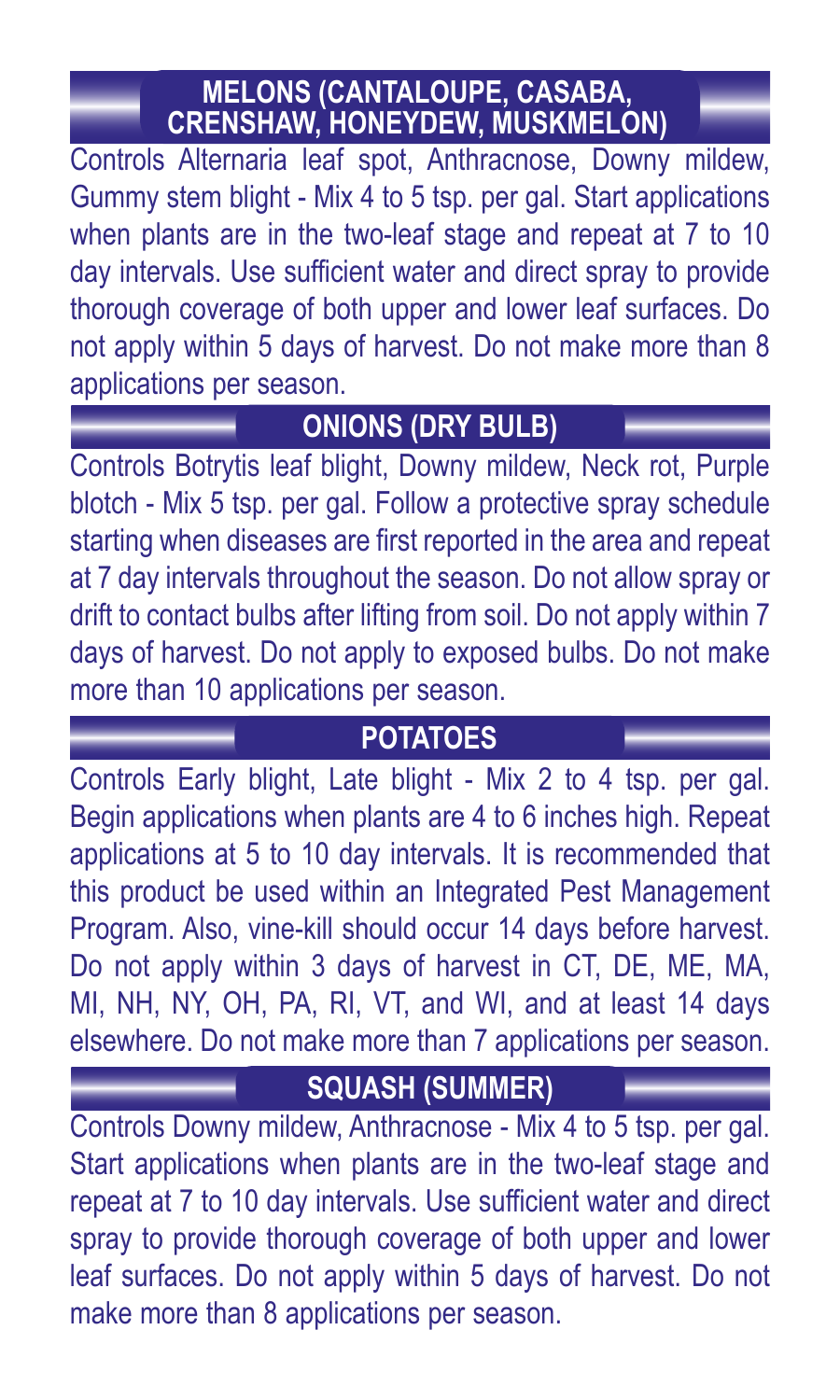## MELONS (CANTALOUPE, CASABA, CRENSHAW, HONEYDEW, MUSKMELON)

Controls Alternaria leaf spot, Anthracnose, Downy mildew, Gummy stem blight - Mix 4 to 5 tsp. per gal. Start applications when plants are in the two-leaf stage and repeat at 7 to 10 day intervals. Use sufficient water and direct spray to provide thorough coverage of both upper and lower leaf surfaces. Do not apply within 5 days of harvest. Do not make more than 8 applications per season.

## ONIONS (DRY BULB)

Controls Botrytis leaf blight, Downy mildew, Neck rot, Purple blotch - Mix 5 tsp. per gal. Follow a protective spray schedule starting when diseases are first reported in the area and repeat at 7 day intervals throughout the season. Do not allow spray or drift to contact bulbs after lifting from soil. Do not apply within 7 days of harvest. Do not apply to exposed bulbs. Do not make more than 10 applications per season.

## POTATOES

Controls Early blight, Late blight - Mix 2 to 4 tsp. per gal. Begin applications when plants are 4 to 6 inches high. Repeat applications at 5 to 10 day intervals. It is recommended that this product be used within an Integrated Pest Management Program. Also, vine-kill should occur 14 days before harvest. Do not apply within 3 days of harvest in CT, DE, ME, MA, MI, NH, NY, OH, PA, RI, VT, and WI, and at least 14 days elsewhere. Do not make more than 7 applications per season.

## SQUASH (SUMMER)

Controls Downy mildew, Anthracnose - Mix 4 to 5 tsp. per gal. Start applications when plants are in the two-leaf stage and repeat at 7 to 10 day intervals. Use sufficient water and direct spray to provide thorough coverage of both upper and lower leaf surfaces. Do not apply within 5 days of harvest. Do not make more than 8 applications per season.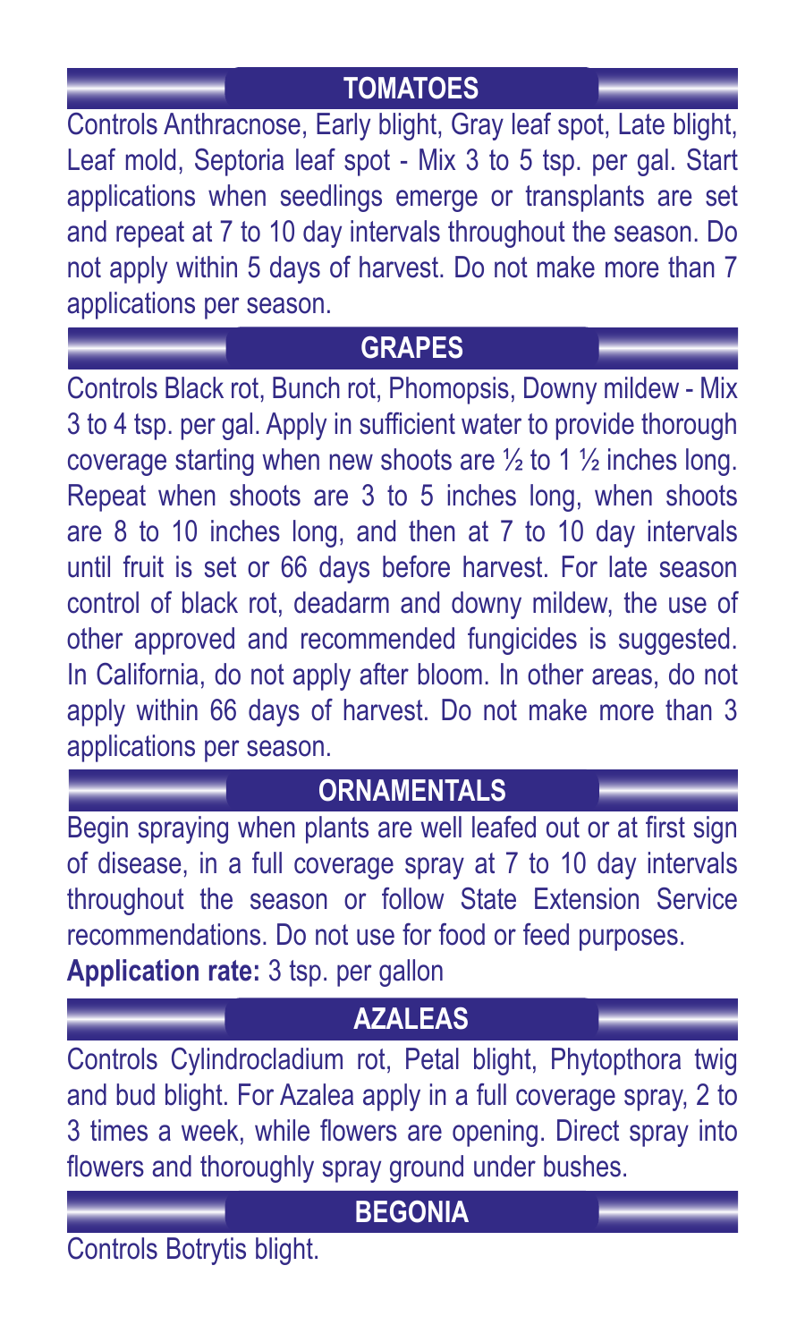## TOMATOES

Controls Anthracnose, Early blight, Gray leaf spot, Late blight, Leaf mold, Septoria leaf spot - Mix 3 to 5 tsp. per gal. Start applications when seedlings emerge or transplants are set and repeat at 7 to 10 day intervals throughout the season. Do not apply within 5 days of harvest. Do not make more than 7 applications per season.

## GRAPES

Controls Black rot, Bunch rot, Phomopsis, Downy mildew - Mix 3 to 4 tsp. per gal. Apply in sufficient water to provide thorough coverage starting when new shoots are ½ to 1 ½ inches long. Repeat when shoots are 3 to 5 inches long, when shoots are 8 to 10 inches long, and then at 7 to 10 day intervals until fruit is set or 66 days before harvest. For late season control of black rot, deadarm and downy mildew, the use of other approved and recommended fungicides is suggested. In California, do not apply after bloom. In other areas, do not apply within 66 days of harvest. Do not make more than 3 applications per season.

## ORNAMENTALS

Begin spraying when plants are well leafed out or at first sign of disease, in a full coverage spray at 7 to 10 day intervals throughout the season or follow State Extension Service recommendations. Do not use for food or feed purposes.

**Application rate:** 3 tsp. per gallon

## AZALEAS

Controls Cylindrocladium rot, Petal blight, Phytopthora twig and bud blight. For Azalea apply in a full coverage spray, 2 to 3 times a week, while flowers are opening. Direct spray into flowers and thoroughly spray ground under bushes.

## BEGONIA

Controls Botrytis blight.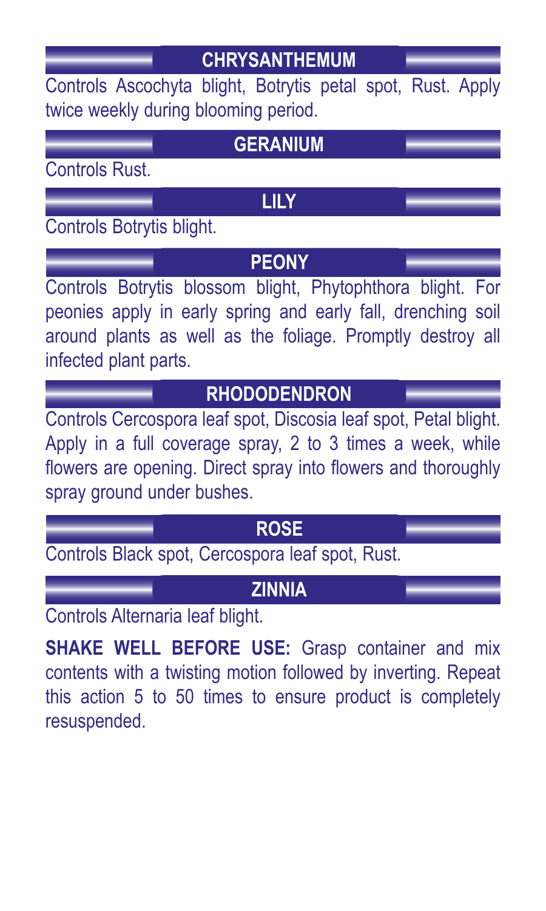## CHRYSANTHEMUM

Controls Ascochyta blight, Botrytis petal spot, Rust. Apply twice weekly during blooming period.

## GERANIUM

Controls Rust.

## LILY

Controls Botrytis blight.

## PEONY

Controls Botrytis blossom blight, Phytophthora blight. For peonies apply in early spring and early fall, drenching soil around plants as well as the foliage. Promptly destroy all infected plant parts.

## RHODODENDRON

Controls Cercospora leaf spot, Discosia leaf spot, Petal blight. Apply in a full coverage spray, 2 to 3 times a week, while flowers are opening. Direct spray into flowers and thoroughly spray ground under bushes.

## ROSE

Controls Black spot, Cercospora leaf spot, Rust.

## ZINNIA

Controls Alternaria leaf blight.

**SHAKE WELL BEFORE USE:** Grasp container and mix contents with a twisting motion followed by inverting. Repeat this action 5 to 50 times to ensure product is completely resuspended.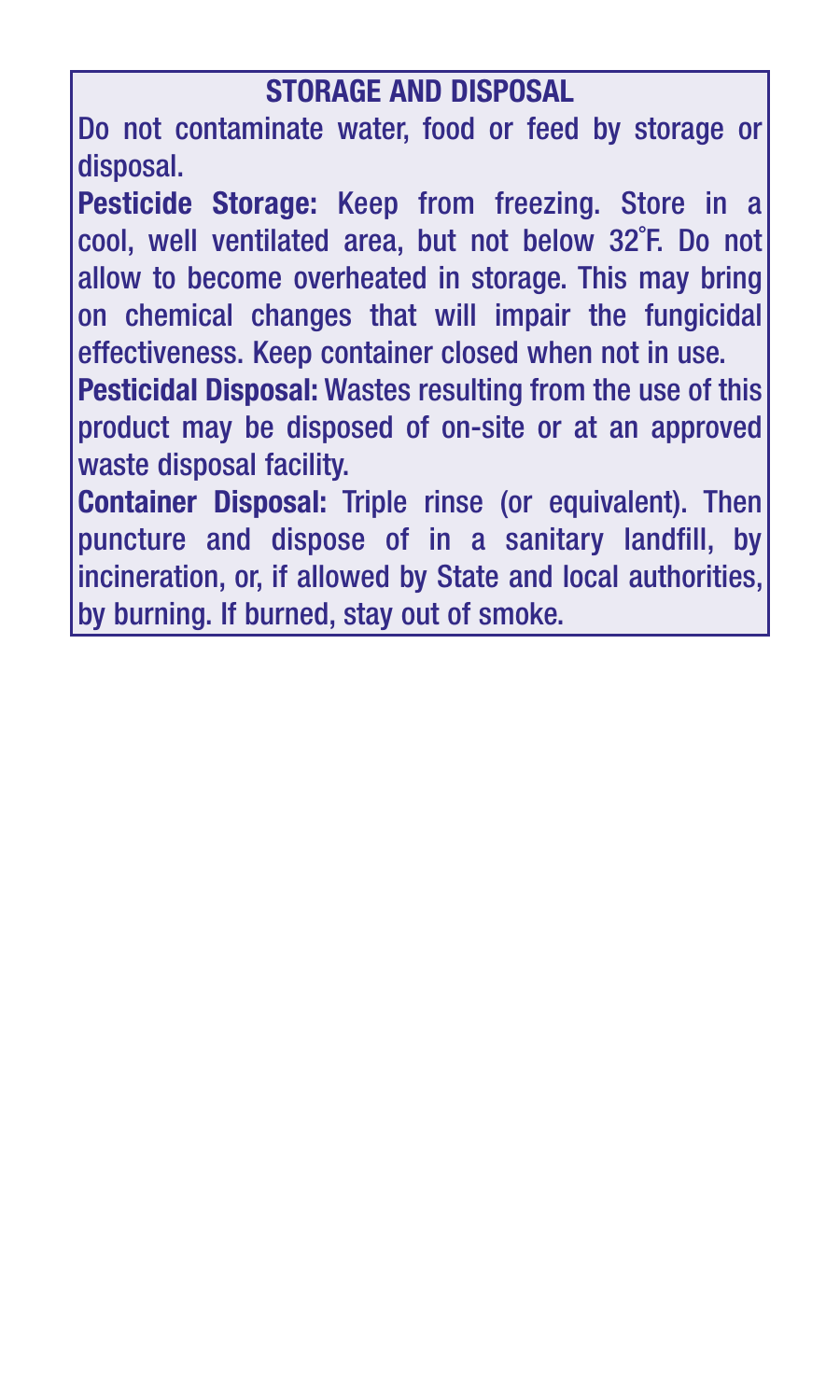## STORAGE AND DISPOSAL

Do not contaminate water, food or feed by storage or disposal.

**Pesticide Storage:** Keep from freezing. Store in a cool, well ventilated area, but not below 32°F. Do not allow to become overheated in storage. This may bring on chemical changes that will impair the fungicidal effectiveness. Keep container closed when not in use.

**Pesticidal Disposal:** Wastes resulting from the use of this product may be disposed of on-site or at an approved waste disposal facility.

**Container Disposal:** Triple rinse (or equivalent). Then puncture and dispose of in a sanitary landfill, by incineration, or, if allowed by State and local authorities, by burning. If burned, stay out of smoke.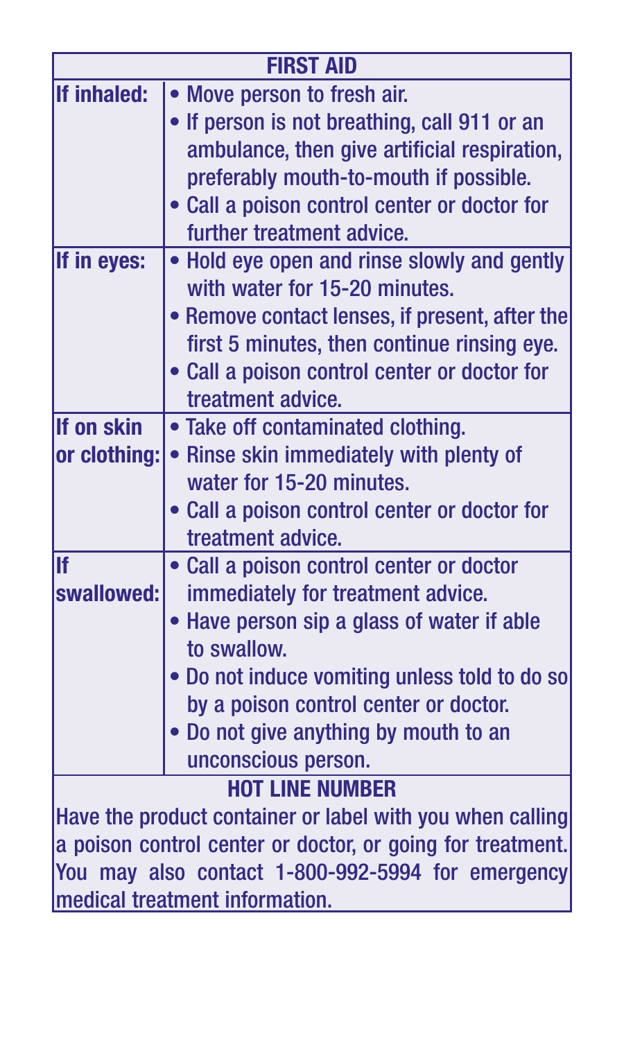| FIRST AID | |
|---|---|
| **If inhaled:** | • Move person to fresh air.<br>• If person is not breathing, call 911 or an ambulance, then give artificial respiration, preferably mouth-to-mouth if possible.<br>• Call a poison control center or doctor for further treatment advice. |
| **If in eyes:** | • Hold eye open and rinse slowly and gently with water for 15-20 minutes.<br>• Remove contact lenses, if present, after the first 5 minutes, then continue rinsing eye.<br>• Call a poison control center or doctor for treatment advice. |
| **If on skin or clothing:** | • Take off contaminated clothing.<br>• Rinse skin immediately with plenty of water for 15-20 minutes.<br>• Call a poison control center or doctor for treatment advice. |
| **If swallowed:** | • Call a poison control center or doctor immediately for treatment advice.<br>• Have person sip a glass of water if able to swallow.<br>• Do not induce vomiting unless told to do so by a poison control center or doctor.<br>• Do not give anything by mouth to an unconscious person. |

**HOT LINE NUMBER**

Have the product container or label with you when calling a poison control center or doctor, or going for treatment. You may also contact 1-800-992-5994 for emergency medical treatment information.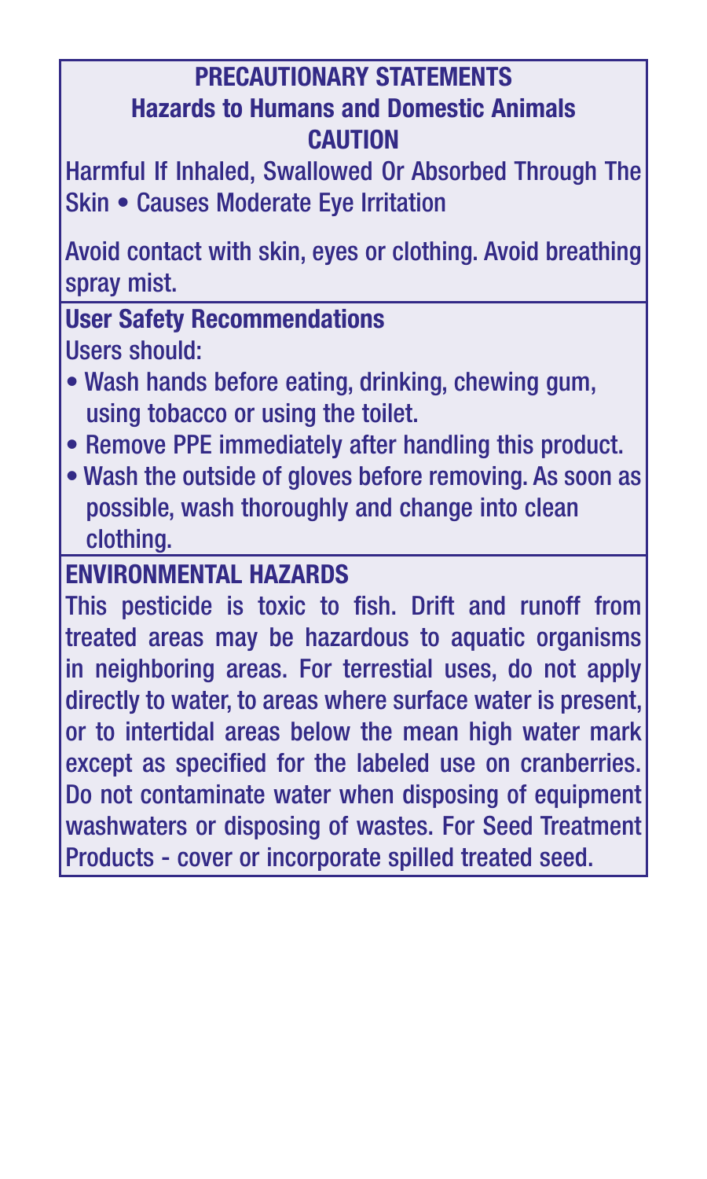## PRECAUTIONARY STATEMENTS

### Hazards to Humans and Domestic Animals

### CAUTION

Harmful If Inhaled, Swallowed Or Absorbed Through The Skin • Causes Moderate Eye Irritation

Avoid contact with skin, eyes or clothing. Avoid breathing spray mist.

**User Safety Recommendations**

Users should:

- Wash hands before eating, drinking, chewing gum, using tobacco or using the toilet.
- Remove PPE immediately after handling this product.
- Wash the outside of gloves before removing. As soon as possible, wash thoroughly and change into clean clothing.

**ENVIRONMENTAL HAZARDS**

This pesticide is toxic to fish. Drift and runoff from treated areas may be hazardous to aquatic organisms in neighboring areas. For terrestial uses, do not apply directly to water, to areas where surface water is present, or to intertidal areas below the mean high water mark except as specified for the labeled use on cranberries. Do not contaminate water when disposing of equipment washwaters or disposing of wastes. For Seed Treatment Products - cover or incorporate spilled treated seed.